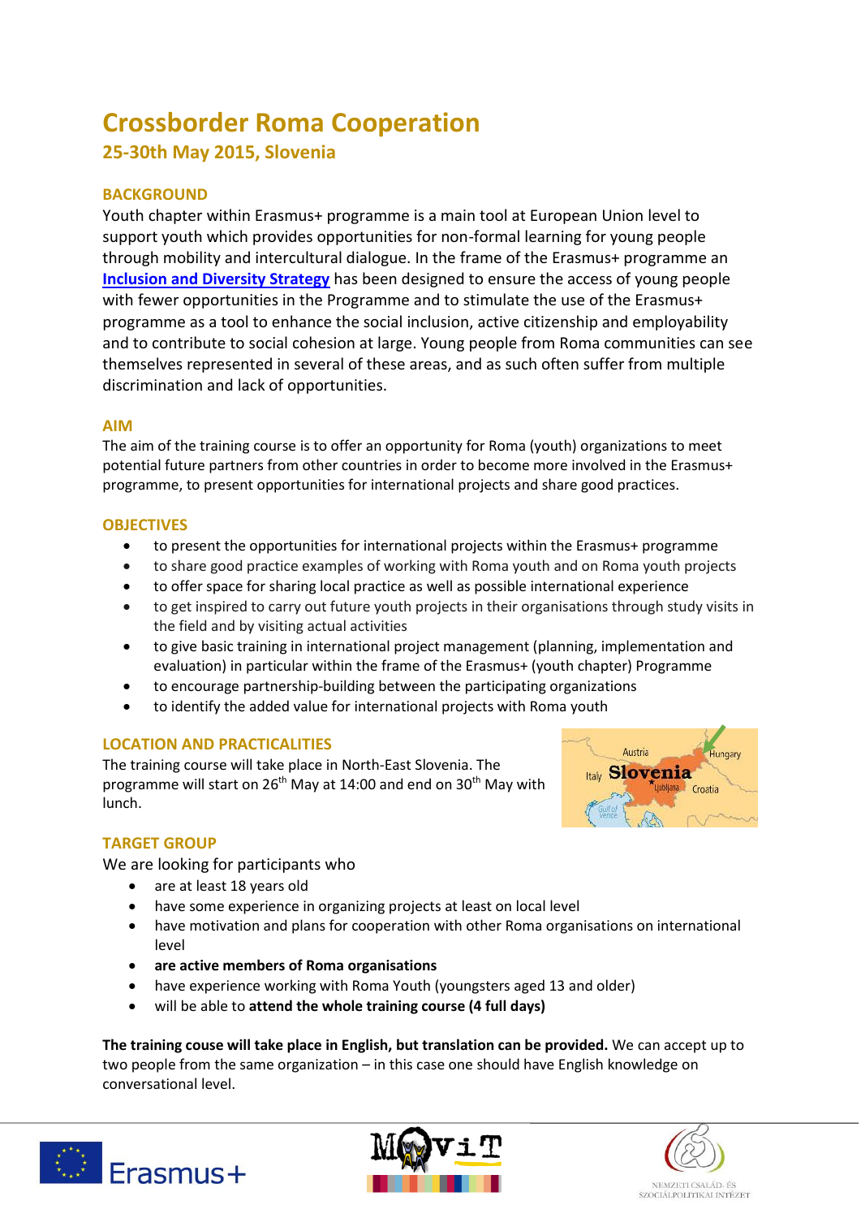# Crossborder Roma Cooperation

## 25-30th May 2015, Slovenia

### BACKGROUND

Youth chapter within Erasmus+ programme is a main tool at European Union level to support youth which provides opportunities for non-formal learning for young people through mobility and intercultural dialogue. In the frame of the Erasmus+ programme an **Inclusion and Diversity Strategy** has been designed to ensure the access of young people with fewer opportunities in the Programme and to stimulate the use of the Erasmus+ programme as a tool to enhance the social inclusion, active citizenship and employability and to contribute to social cohesion at large. Young people from Roma communities can see themselves represented in several of these areas, and as such often suffer from multiple discrimination and lack of opportunities.

### AIM

The aim of the training course is to offer an opportunity for Roma (youth) organizations to meet potential future partners from other countries in order to become more involved in the Erasmus+ programme, to present opportunities for international projects and share good practices.

### OBJECTIVES

- to present the opportunities for international projects within the Erasmus+ programme
- to share good practice examples of working with Roma youth and on Roma youth projects
- to offer space for sharing local practice as well as possible international experience
- to get inspired to carry out future youth projects in their organisations through study visits in the field and by visiting actual activities
- to give basic training in international project management (planning, implementation and evaluation) in particular within the frame of the Erasmus+ (youth chapter) Programme
- to encourage partnership-building between the participating organizations
- to identify the added value for international projects with Roma youth

### LOCATION AND PRACTICALITIES

The training course will take place in North-East Slovenia. The programme will start on 26th May at 14:00 and end on 30th May with lunch.

Austria
Hungary
Italy
Slovenia
Ljubljana
Croatia
Gulf of Venice

### TARGET GROUP

We are looking for participants who

- are at least 18 years old
- have some experience in organizing projects at least on local level
- have motivation and plans for cooperation with other Roma organisations on international level
- **are active members of Roma organisations**
- have experience working with Roma Youth (youngsters aged 13 and older)
- will be able to **attend the whole training course (4 full days)**

**The training couse will take place in English, but translation can be provided.** We can accept up to two people from the same organization – in this case one should have English knowledge on conversational level.

Erasmus+

MoViT

NEMZETI CSALÁD- ÉS SZOCIÁLPOLITIKAI INTÉZET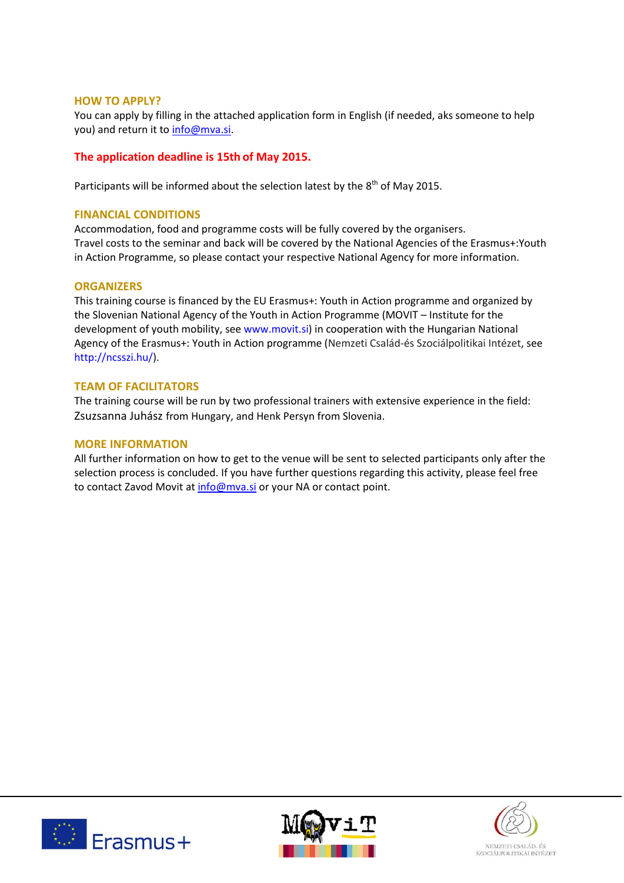## HOW TO APPLY?

You can apply by filling in the attached application form in English (if needed, aks someone to help you) and return it to info@mva.si.

**The application deadline is 15th of May 2015.**

Participants will be informed about the selection latest by the 8th of May 2015.

## FINANCIAL CONDITIONS

Accommodation, food and programme costs will be fully covered by the organisers.
Travel costs to the seminar and back will be covered by the National Agencies of the Erasmus+:Youth in Action Programme, so please contact your respective National Agency for more information.

## ORGANIZERS

This training course is financed by the EU Erasmus+: Youth in Action programme and organized by the Slovenian National Agency of the Youth in Action Programme (MOVIT – Institute for the development of youth mobility, see www.movit.si) in cooperation with the Hungarian National Agency of the Erasmus+: Youth in Action programme (Nemzeti Család-és Szociálpolitikai Intézet, see http://ncsszi.hu/).

## TEAM OF FACILITATORS

The training course will be run by two professional trainers with extensive experience in the field: Zsuzsanna Juhász from Hungary, and Henk Persyn from Slovenia.

## MORE INFORMATION

All further information on how to get to the venue will be sent to selected participants only after the selection process is concluded. If you have further questions regarding this activity, please feel free to contact Zavod Movit at info@mva.si or your NA or contact point.